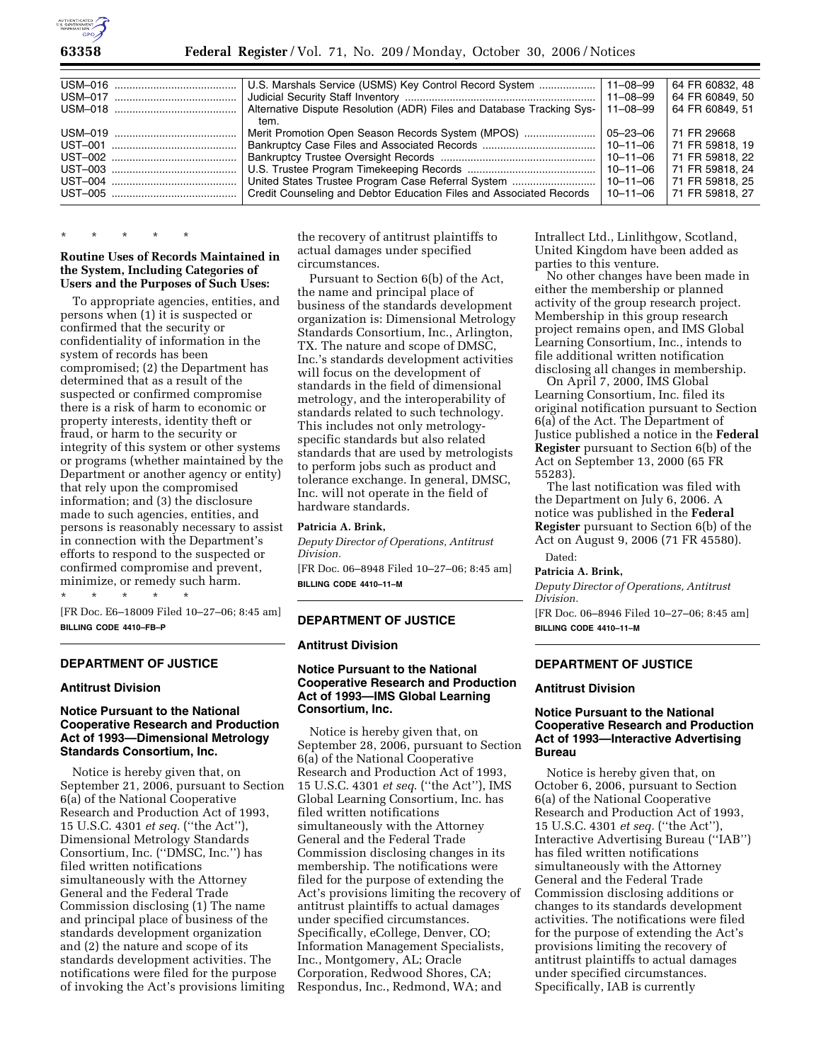| | | | |
|---|---|---|---|
| USM–016 | U.S. Marshals Service (USMS) Key Control Record System | 11–08–99 | 64 FR 60832, 48 |
| USM–017 | Judicial Security Staff Inventory | 11–08–99 | 64 FR 60849, 50 |
| USM–018 | Alternative Dispute Resolution (ADR) Files and Database Tracking System. | 11–08–99 | 64 FR 60849, 51 |
| USM–019 | Merit Promotion Open Season Records System (MPOS) | 05–23–06 | 71 FR 29668 |
| UST–001 | Bankruptcy Case Files and Associated Records | 10–11–06 | 71 FR 59818, 19 |
| UST–002 | Bankruptcy Trustee Oversight Records | 10–11–06 | 71 FR 59818, 22 |
| UST–003 | U.S. Trustee Program Timekeeping Records | 10–11–06 | 71 FR 59818, 24 |
| UST–004 | United States Trustee Program Case Referral System | 10–11–06 | 71 FR 59818, 25 |
| UST–005 | Credit Counseling and Debtor Education Files and Associated Records | 10–11–06 | 71 FR 59818, 27 |

\* \* \* \* \*

**Routine Uses of Records Maintained in the System, Including Categories of Users and the Purposes of Such Uses:**

To appropriate agencies, entities, and persons when (1) it is suspected or confirmed that the security or confidentiality of information in the system of records has been compromised; (2) the Department has determined that as a result of the suspected or confirmed compromise there is a risk of harm to economic or property interests, identity theft or fraud, or harm to the security or integrity of this system or other systems or programs (whether maintained by the Department or another agency or entity) that rely upon the compromised information; and (3) the disclosure made to such agencies, entities, and persons is reasonably necessary to assist in connection with the Department's efforts to respond to the suspected or confirmed compromise and prevent, minimize, or remedy such harm.

\* \* \* \* \*

[FR Doc. E6–18009 Filed 10–27–06; 8:45 am]

**BILLING CODE 4410–FB–P**

## DEPARTMENT OF JUSTICE

### Antitrust Division

### Notice Pursuant to the National Cooperative Research and Production Act of 1993—Dimensional Metrology Standards Consortium, Inc.

Notice is hereby given that, on September 21, 2006, pursuant to Section 6(a) of the National Cooperative Research and Production Act of 1993, 15 U.S.C. 4301 *et seq.* (''the Act''), Dimensional Metrology Standards Consortium, Inc. (''DMSC, Inc.'') has filed written notifications simultaneously with the Attorney General and the Federal Trade Commission disclosing (1) The name and principal place of business of the standards development organization and (2) the nature and scope of its standards development activities. The notifications were filed for the purpose of invoking the Act's provisions limiting the recovery of antitrust plaintiffs to actual damages under specified circumstances.

Pursuant to Section 6(b) of the Act, the name and principal place of business of the standards development organization is: Dimensional Metrology Standards Consortium, Inc., Arlington, TX. The nature and scope of DMSC, Inc.'s standards development activities will focus on the development of standards in the field of dimensional metrology, and the interoperability of standards related to such technology. This includes not only metrology-specific standards but also related standards that are used by metrologists to perform jobs such as product and tolerance exchange. In general, DMSC, Inc. will not operate in the field of hardware standards.

**Patricia A. Brink,**

*Deputy Director of Operations, Antitrust Division.*

[FR Doc. 06–8948 Filed 10–27–06; 8:45 am]

**BILLING CODE 4410–11–M**

## DEPARTMENT OF JUSTICE

### Antitrust Division

### Notice Pursuant to the National Cooperative Research and Production Act of 1993—IMS Global Learning Consortium, Inc.

Notice is hereby given that, on September 28, 2006, pursuant to Section 6(a) of the National Cooperative Research and Production Act of 1993, 15 U.S.C. 4301 *et seq.* (''the Act''), IMS Global Learning Consortium, Inc. has filed written notifications simultaneously with the Attorney General and the Federal Trade Commission disclosing changes in its membership. The notifications were filed for the purpose of extending the Act's provisions limiting the recovery of antitrust plaintiffs to actual damages under specified circumstances. Specifically, eCollege, Denver, CO; Information Management Specialists, Inc., Montgomery, AL; Oracle Corporation, Redwood Shores, CA; Respondus, Inc., Redmond, WA; and Intrallect Ltd., Linlithgow, Scotland, United Kingdom have been added as parties to this venture.

No other changes have been made in either the membership or planned activity of the group research project. Membership in this group research project remains open, and IMS Global Learning Consortium, Inc., intends to file additional written notification disclosing all changes in membership.

On April 7, 2000, IMS Global Learning Consortium, Inc. filed its original notification pursuant to Section 6(a) of the Act. The Department of Justice published a notice in the **Federal Register** pursuant to Section 6(b) of the Act on September 13, 2000 (65 FR 55283).

The last notification was filed with the Department on July 6, 2006. A notice was published in the **Federal Register** pursuant to Section 6(b) of the Act on August 9, 2006 (71 FR 45580).

Dated:

**Patricia A. Brink,**

*Deputy Director of Operations, Antitrust Division.*

[FR Doc. 06–8946 Filed 10–27–06; 8:45 am]

**BILLING CODE 4410–11–M**

## DEPARTMENT OF JUSTICE

### Antitrust Division

### Notice Pursuant to the National Cooperative Research and Production Act of 1993—Interactive Advertising Bureau

Notice is hereby given that, on October 6, 2006, pursuant to Section 6(a) of the National Cooperative Research and Production Act of 1993, 15 U.S.C. 4301 *et seq.* (''the Act''), Interactive Advertising Bureau (''IAB'') has filed written notifications simultaneously with the Attorney General and the Federal Trade Commission disclosing additions or changes to its standards development activities. The notifications were filed for the purpose of extending the Act's provisions limiting the recovery of antitrust plaintiffs to actual damages under specified circumstances. Specifically, IAB is currently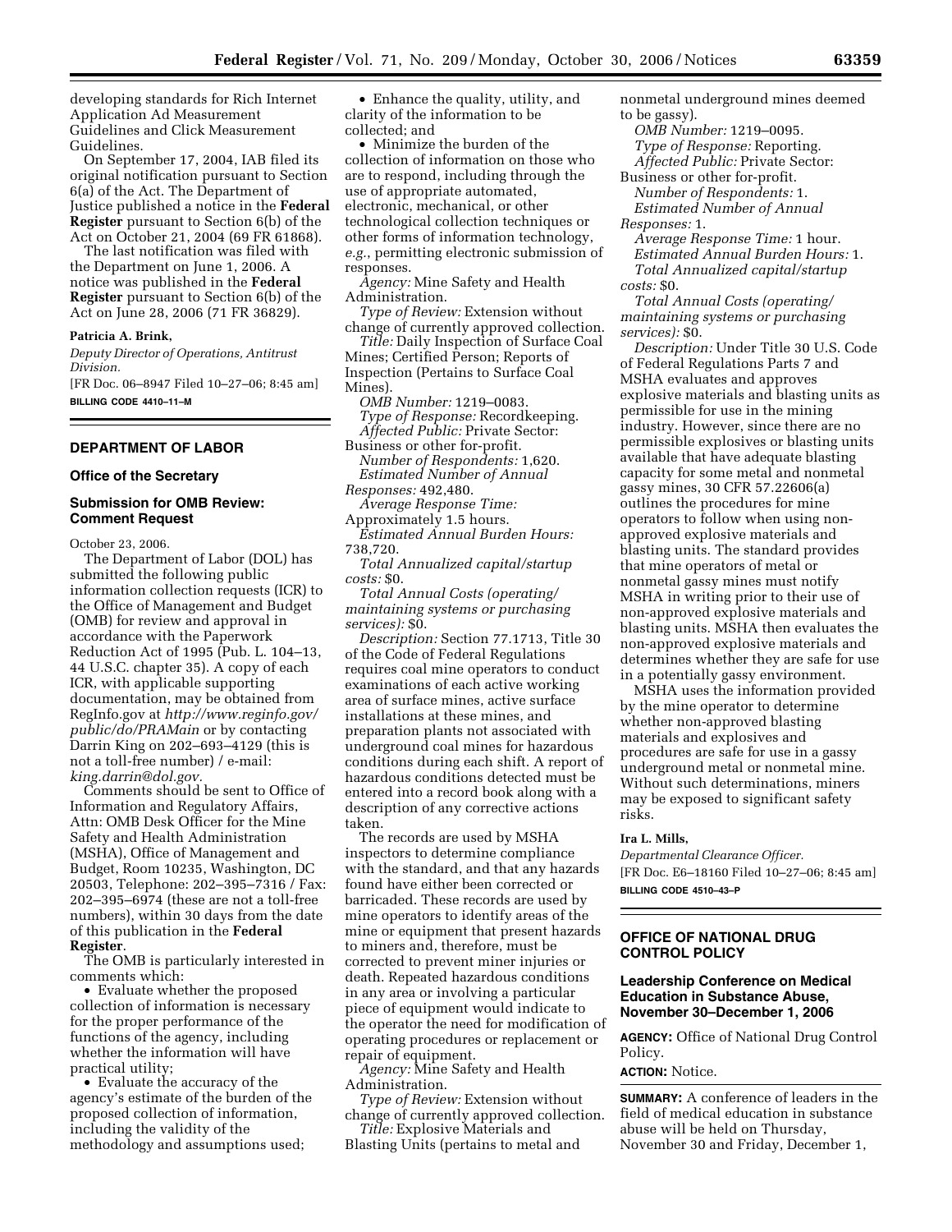developing standards for Rich Internet Application Ad Measurement Guidelines and Click Measurement Guidelines.

On September 17, 2004, IAB filed its original notification pursuant to Section 6(a) of the Act. The Department of Justice published a notice in the **Federal Register** pursuant to Section 6(b) of the Act on October 21, 2004 (69 FR 61868).

The last notification was filed with the Department on June 1, 2006. A notice was published in the **Federal Register** pursuant to Section 6(b) of the Act on June 28, 2006 (71 FR 36829).

**Patricia A. Brink,**

*Deputy Director of Operations, Antitrust Division.*

[FR Doc. 06–8947 Filed 10–27–06; 8:45 am]

**BILLING CODE 4410–11–M**

## DEPARTMENT OF LABOR

### Office of the Secretary

### Submission for OMB Review: Comment Request

October 23, 2006.

The Department of Labor (DOL) has submitted the following public information collection requests (ICR) to the Office of Management and Budget (OMB) for review and approval in accordance with the Paperwork Reduction Act of 1995 (Pub. L. 104–13, 44 U.S.C. chapter 35). A copy of each ICR, with applicable supporting documentation, may be obtained from RegInfo.gov at *http://www.reginfo.gov/public/do/PRAMain* or by contacting Darrin King on 202–693–4129 (this is not a toll-free number) / e-mail: *king.darrin@dol.gov.*

Comments should be sent to Office of Information and Regulatory Affairs, Attn: OMB Desk Officer for the Mine Safety and Health Administration (MSHA), Office of Management and Budget, Room 10235, Washington, DC 20503, Telephone: 202–395–7316 / Fax: 202–395–6974 (these are not a toll-free numbers), within 30 days from the date of this publication in the **Federal Register**.

The OMB is particularly interested in comments which:

- Evaluate whether the proposed collection of information is necessary for the proper performance of the functions of the agency, including whether the information will have practical utility;
- Evaluate the accuracy of the agency's estimate of the burden of the proposed collection of information, including the validity of the methodology and assumptions used;
- Enhance the quality, utility, and clarity of the information to be collected; and
- Minimize the burden of the collection of information on those who are to respond, including through the use of appropriate automated, electronic, mechanical, or other technological collection techniques or other forms of information technology, *e.g.*, permitting electronic submission of responses.

*Agency:* Mine Safety and Health Administration.

*Type of Review:* Extension without change of currently approved collection.

*Title:* Daily Inspection of Surface Coal Mines; Certified Person; Reports of Inspection (Pertains to Surface Coal Mines).

*OMB Number:* 1219–0083.

*Type of Response:* Recordkeeping.

*Affected Public:* Private Sector: Business or other for-profit.

*Number of Respondents:* 1,620.

*Estimated Number of Annual Responses:* 492,480.

*Average Response Time:* Approximately 1.5 hours.

*Estimated Annual Burden Hours:* 738,720.

*Total Annualized capital/startup costs:* $0.

*Total Annual Costs (operating/maintaining systems or purchasing services):* $0.

*Description:* Section 77.1713, Title 30 of the Code of Federal Regulations requires coal mine operators to conduct examinations of each active working area of surface mines, active surface installations at these mines, and preparation plants not associated with underground coal mines for hazardous conditions during each shift. A report of hazardous conditions detected must be entered into a record book along with a description of any corrective actions taken.

The records are used by MSHA inspectors to determine compliance with the standard, and that any hazards found have either been corrected or barricaded. These records are used by mine operators to identify areas of the mine or equipment that present hazards to miners and, therefore, must be corrected to prevent miner injuries or death. Repeated hazardous conditions in any area or involving a particular piece of equipment would indicate to the operator the need for modification of operating procedures or replacement or repair of equipment.

*Agency:* Mine Safety and Health Administration.

*Type of Review:* Extension without change of currently approved collection.

*Title:* Explosive Materials and Blasting Units (pertains to metal and nonmetal underground mines deemed to be gassy).

*OMB Number:* 1219–0095.

*Type of Response:* Reporting.

*Affected Public:* Private Sector: Business or other for-profit.

*Number of Respondents:* 1.

*Estimated Number of Annual Responses:* 1.

*Average Response Time:* 1 hour.

*Estimated Annual Burden Hours:* 1.

*Total Annualized capital/startup costs:* $0.

*Total Annual Costs (operating/maintaining systems or purchasing services):* $0.

*Description:* Under Title 30 U.S. Code of Federal Regulations Parts 7 and MSHA evaluates and approves explosive materials and blasting units as permissible for use in the mining industry. However, since there are no permissible explosives or blasting units available that have adequate blasting capacity for some metal and nonmetal gassy mines, 30 CFR 57.22606(a) outlines the procedures for mine operators to follow when using non-approved explosive materials and blasting units. The standard provides that mine operators of metal or nonmetal gassy mines must notify MSHA in writing prior to their use of non-approved explosive materials and blasting units. MSHA then evaluates the non-approved explosive materials and determines whether they are safe for use in a potentially gassy environment.

MSHA uses the information provided by the mine operator to determine whether non-approved blasting materials and explosives and procedures are safe for use in a gassy underground metal or nonmetal mine. Without such determinations, miners may be exposed to significant safety risks.

**Ira L. Mills,**

*Departmental Clearance Officer.*

[FR Doc. E6–18160 Filed 10–27–06; 8:45 am]

**BILLING CODE 4510–43–P**

## OFFICE OF NATIONAL DRUG CONTROL POLICY

### Leadership Conference on Medical Education in Substance Abuse, November 30–December 1, 2006

**AGENCY:** Office of National Drug Control Policy.

**ACTION:** Notice.

**SUMMARY:** A conference of leaders in the field of medical education in substance abuse will be held on Thursday, November 30 and Friday, December 1,